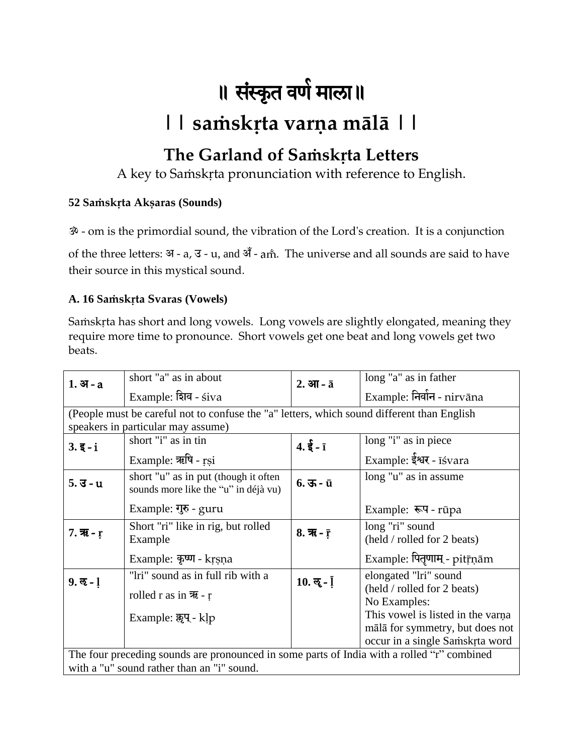# ॥ संस्कृत वर्ण माला ॥

# । । saṁskṛta varṇa mālā । ।

## The Garland of Saṁskṛta Letters

A key to Saṁskṛta pronunciation with reference to English.

**52 Saṁskṛta Akṣaras (Sounds)**

ॐ - om is the primordial sound, the vibration of the Lord's creation. It is a conjunction of the three letters: अ - a, उ - u, and अँ - aṁ. The universe and all sounds are said to have their source in this mystical sound.

**A. 16 Saṁskṛta Svaras (Vowels)**

Saṁskṛta has short and long vowels. Long vowels are slightly elongated, meaning they require more time to pronounce. Short vowels get one beat and long vowels get two beats.

| | | | |
|---|---|---|---|
| **1. अ - a** | short "a" as in about<br>Example: शिव - śiva | **2. आ - ā** | long "a" as in father<br>Example: निर्वान - nirvāna |
| (People must be careful not to confuse the "a" letters, which sound different than English speakers in particular may assume) | | | |
| **3. इ - i** | short "i" as in tin<br>Example: ऋषि - ṛṣi | **4. ई - ī** | long "i" as in piece<br>Example: ईश्वर - īśvara |
| **5. उ - u** | short "u" as in put (though it often sounds more like the "u" in déjà vu)<br>Example: गुरु - guru | **6. ऊ - ū** | long "u" as in assume<br>Example: रूप - rūpa |
| **7. ऋ - ṛ** | Short "ri" like in rig, but rolled Example<br>Example: कृष्ण - kṛṣṇa | **8. ॠ - ṝ** | long "ri" sound (held / rolled for 2 beats)<br>Example: पितॄणाम् - pitṝṇām |
| **9. ऌ - ḷ** | "lri" sound as in full rib with a rolled r as in ऋ - ṛ<br>Example: क्लृप् - kḷp | **10. ॡ - ḹ** | elongated "lri" sound (held / rolled for 2 beats)<br>No Examples:<br>This vowel is listed in the varṇa mālā for symmetry, but does not occur in a single Saṁskṛta word |
| The four preceding sounds are pronounced in some parts of India with a rolled "r" combined with a "u" sound rather than an "i" sound. | | | |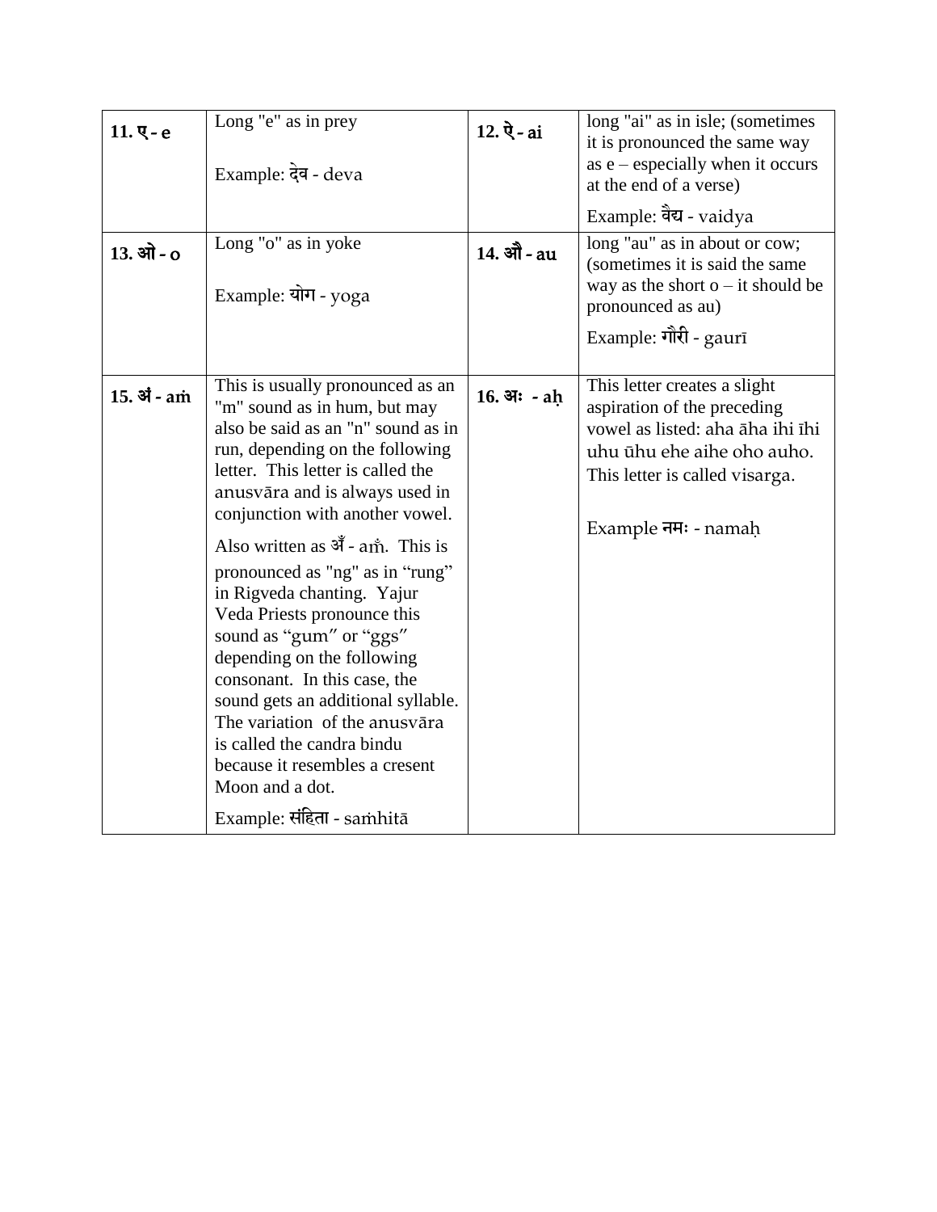| | | | |
|---|---|---|---|
| **11. ए - e** | Long "e" as in prey<br><br>Example: देव - deva | **12. ऐ - ai** | long "ai" as in isle; (sometimes it is pronounced the same way as e – especially when it occurs at the end of a verse)<br><br>Example: वैद्य - vaidya |
| **13. ओ - o** | Long "o" as in yoke<br><br>Example: योग - yoga | **14. औ - au** | long "au" as in about or cow; (sometimes it is said the same way as the short o – it should be pronounced as au)<br><br>Example: गौरी - gaurī |
| **15. अं - aṁ** | This is usually pronounced as an "m" sound as in hum, but may also be said as an "n" sound as in run, depending on the following letter. This letter is called the anusvāra and is always used in conjunction with another vowel.<br><br>Also written as अँ - am̐. This is pronounced as "ng" as in "rung" in Rigveda chanting. Yajur Veda Priests pronounce this sound as "gum" or "ggs" depending on the following consonant. In this case, the sound gets an additional syllable. The variation of the anusvāra is called the candra bindu because it resembles a cresent Moon and a dot.<br><br>Example: संहिता - saṁhitā | **16. अः - aḥ** | This letter creates a slight aspiration of the preceding vowel as listed: aha āha ihi īhi uhu ūhu ehe aihe oho auho. This letter is called visarga.<br><br>Example नमः - namaḥ |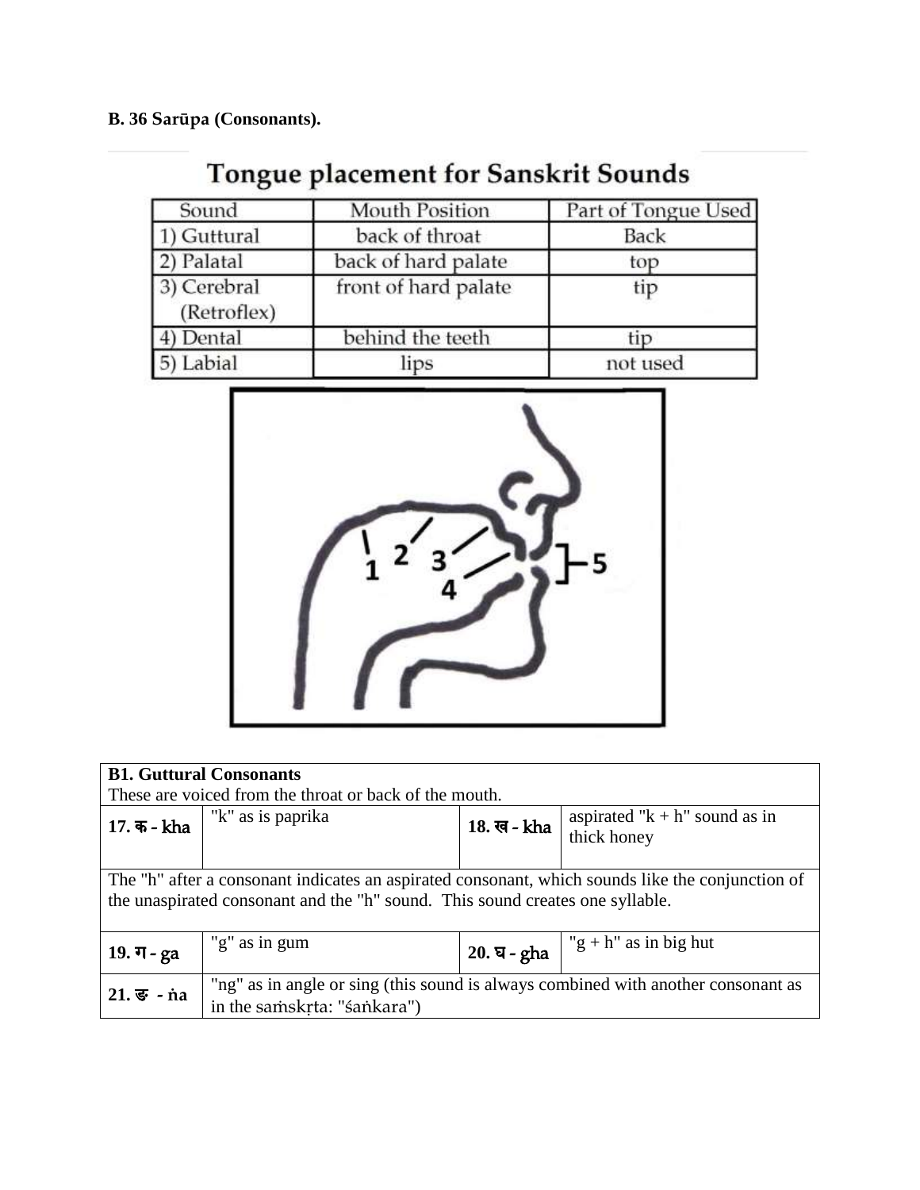**B. 36 Sarūpa (Consonants).**

## Tongue placement for Sanskrit Sounds

| Sound | Mouth Position | Part of Tongue Used |
|---|---|---|
| 1) Guttural | back of throat | Back |
| 2) Palatal | back of hard palate | top |
| 3) Cerebral (Retroflex) | front of hard palate | tip |
| 4) Dental | behind the teeth | tip |
| 5) Labial | lips | not used |

| **B1. Guttural Consonants** These are voiced from the throat or back of the mouth. | | | |
|---|---|---|---|
| **17. क - kha** | "k" as is paprika | **18. ख - kha** | aspirated "k + h" sound as in thick honey |
| The "h" after a consonant indicates an aspirated consonant, which sounds like the conjunction of the unaspirated consonant and the "h" sound. This sound creates one syllable. | | | |
| **19. ग - ga** | "g" as in gum | **20. घ - gha** | "g + h" as in big hut |
| **21. ङ - ṅa** | "ng" as in angle or sing (this sound is always combined with another consonant as in the saṁskṛta: "śaṅkara") | | |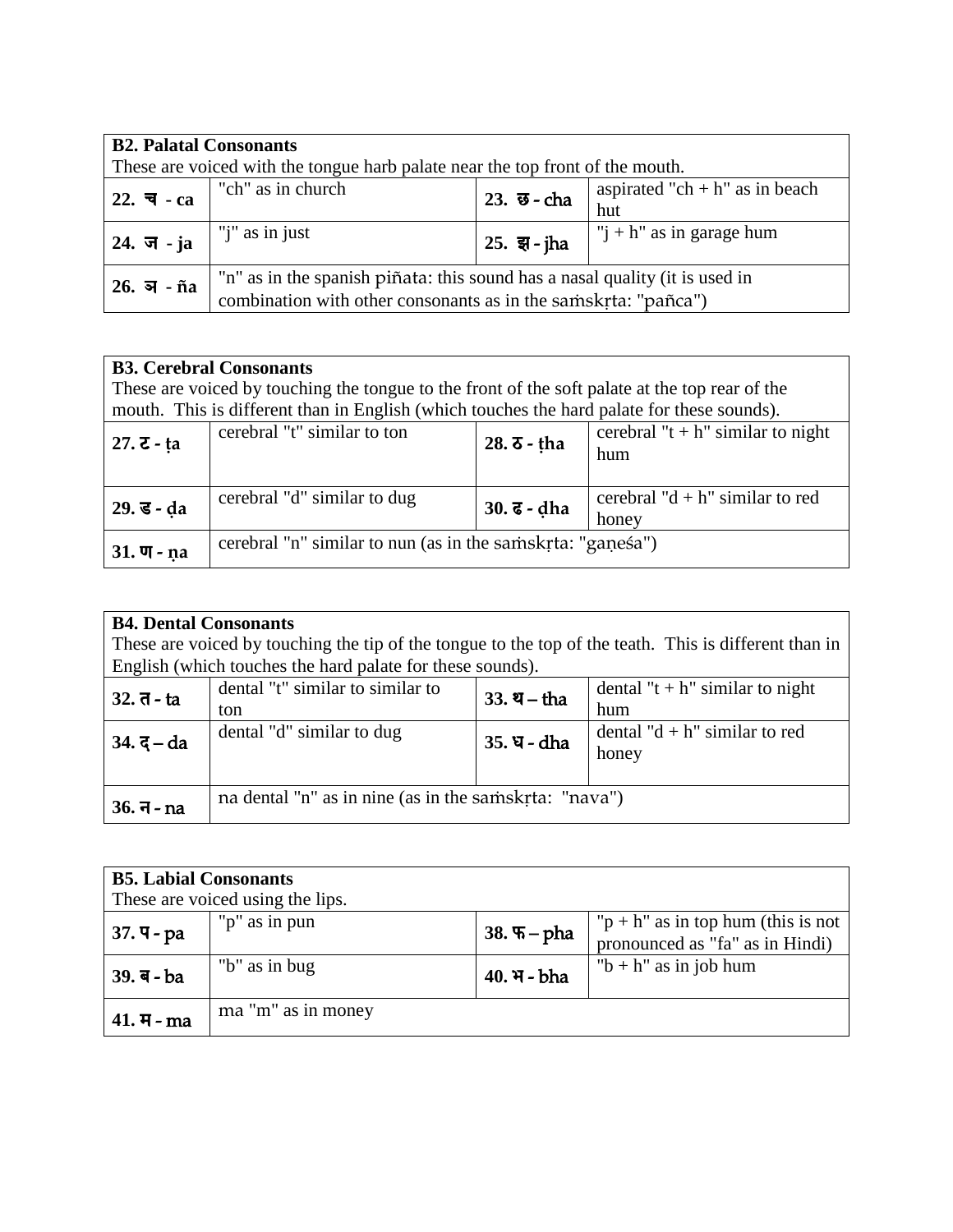| **B2. Palatal Consonants**<br>These are voiced with the tongue harb palate near the top front of the mouth. | | | |
|---|---|---|---|
| **22. च - ca** | "ch" as in church | **23. छ - cha** | aspirated "ch + h" as in beach hut |
| **24. ज - ja** | "j" as in just | **25. झ - jha** | "j + h" as in garage hum |
| **26. ञ - ña** | "n" as in the spanish piñata: this sound has a nasal quality (it is used in combination with other consonants as in the saṁskṛta: "pañca") | | |

| **B3. Cerebral Consonants**<br>These are voiced by touching the tongue to the front of the soft palate at the top rear of the mouth. This is different than in English (which touches the hard palate for these sounds). | | | |
|---|---|---|---|
| **27. ट - ṭa** | cerebral "t" similar to ton | **28. ठ - ṭha** | cerebral "t + h" similar to night hum |
| **29. ड - ḍa** | cerebral "d" similar to dug | **30. ढ - ḍha** | cerebral "d + h" similar to red honey |
| **31. ण - ṇa** | cerebral "n" similar to nun (as in the saṁskṛta: "gaṇeśa") | | |

| **B4. Dental Consonants**<br>These are voiced by touching the tip of the tongue to the top of the teath. This is different than in English (which touches the hard palate for these sounds). | | | |
|---|---|---|---|
| **32. त - ta** | dental "t" similar to similar to ton | **33. थ – tha** | dental "t + h" similar to night hum |
| **34. द – da** | dental "d" similar to dug | **35. ध - dha** | dental "d + h" similar to red honey |
| **36. न - na** | na dental "n" as in nine (as in the saṁskṛta: "nava") | | |

| **B5. Labial Consonants**<br>These are voiced using the lips. | | | |
|---|---|---|---|
| **37. प - pa** | "p" as in pun | **38. फ – pha** | "p + h" as in top hum (this is not pronounced as "fa" as in Hindi) |
| **39. ब - ba** | "b" as in bug | **40. भ - bha** | "b + h" as in job hum |
| **41. म - ma** | ma "m" as in money | | |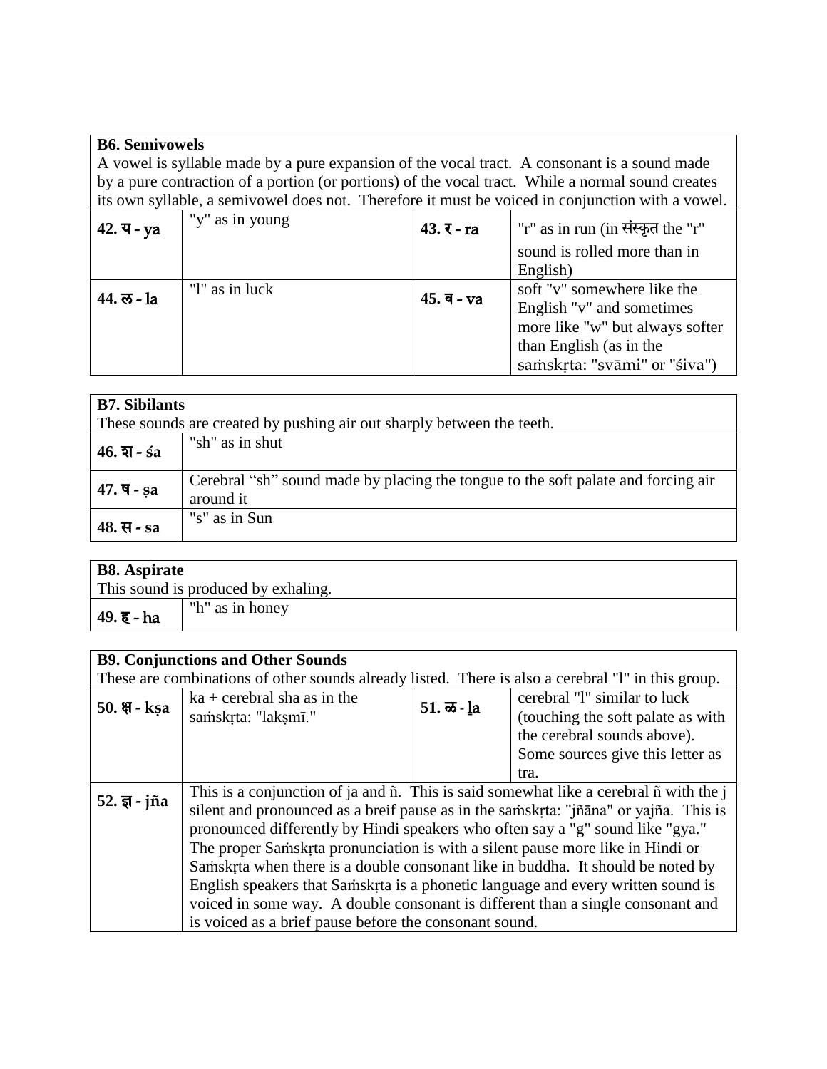**B6. Semivowels**

A vowel is syllable made by a pure expansion of the vocal tract. A consonant is a sound made by a pure contraction of a portion (or portions) of the vocal tract. While a normal sound creates its own syllable, a semivowel does not. Therefore it must be voiced in conjunction with a vowel.

| | | | |
|---|---|---|---|
| **42. य - ya** | "y" as in young | **43. र - ra** | "r" as in run (in संस्कृत the "r" sound is rolled more than in English) |
| **44. ल - la** | "l" as in luck | **45. व - va** | soft "v" somewhere like the English "v" and sometimes more like "w" but always softer than English (as in the saṁskṛta: "svāmi" or "śiva") |

**B7. Sibilants**

These sounds are created by pushing air out sharply between the teeth.

| | |
|---|---|
| **46. श - śa** | "sh" as in shut |
| **47. ष - ṣa** | Cerebral "sh" sound made by placing the tongue to the soft palate and forcing air around it |
| **48. स - sa** | "s" as in Sun |

**B8. Aspirate**

This sound is produced by exhaling.

| | |
|---|---|
| **49. ह - ha** | "h" as in honey |

**B9. Conjunctions and Other Sounds**

These are combinations of other sounds already listed. There is also a cerebral "l" in this group.

| | | | |
|---|---|---|---|
| **50. क्ष - kṣa** | ka + cerebral sha as in the saṁskṛta: "lakṣmī." | **51. ळ - ḻa** | cerebral "l" similar to luck (touching the soft palate as with the cerebral sounds above). Some sources give this letter as tra. |
| **52. ज्ञ - jña** | This is a conjunction of ja and ñ. This is said somewhat like a cerebral ñ with the j silent and pronounced as a breif pause as in the saṁskṛta: "jñāna" or yajña. This is pronounced differently by Hindi speakers who often say a "g" sound like "gya." The proper Saṁskṛta pronunciation is with a silent pause more like in Hindi or Saṁskṛta when there is a double consonant like in buddha. It should be noted by English speakers that Saṁskṛta is a phonetic language and every written sound is voiced in some way. A double consonant is different than a single consonant and is voiced as a brief pause before the consonant sound. | | |